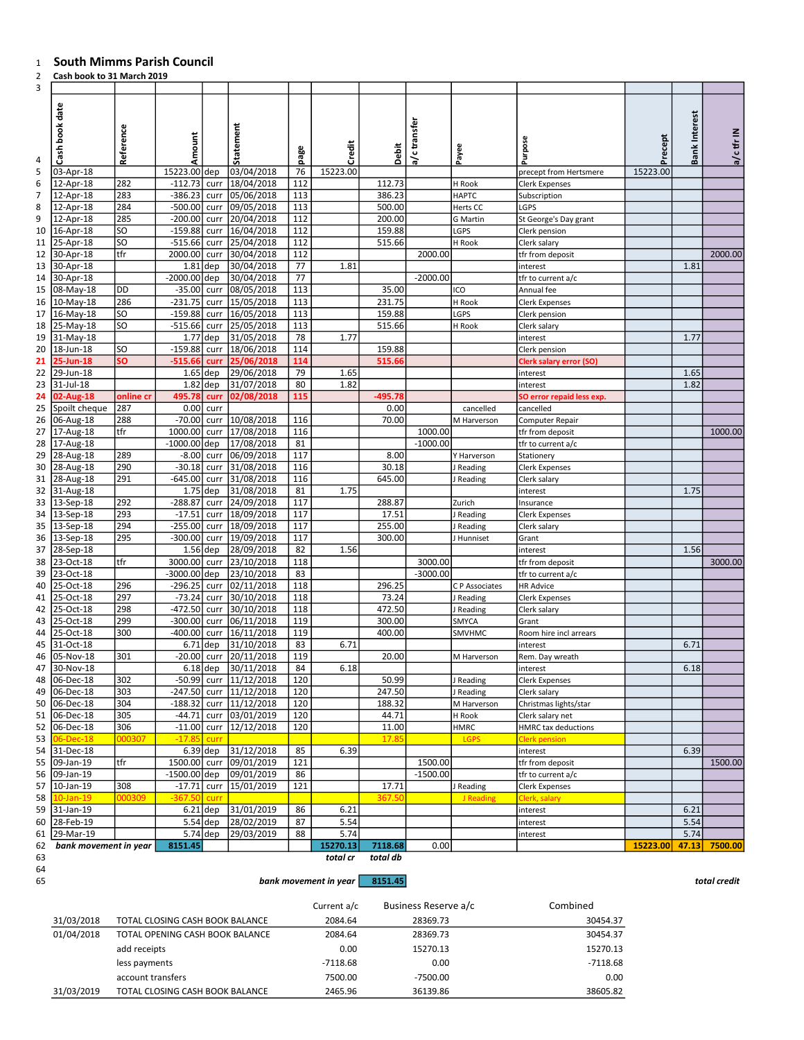# South Mimms Parish Council

**Cash book to 31 March 2019**

| Cash book date | Reference | Amount | | Statement | page | Credit | Debit | a/c transfer | Payee | Purpose | Precept | Bank Interest | a/c tfr IN |
|---|---|---|---|---|---|---|---|---|---|---|---|---|---|
| 03-Apr-18 | | 15223.00 | dep | 03/04/2018 | 76 | 15223.00 | | | | precept from Hertsmere | 15223.00 | | |
| 12-Apr-18 | 282 | -112.73 | curr | 18/04/2018 | 112 | | 112.73 | | H Rook | Clerk Expenses | | | |
| 12-Apr-18 | 283 | -386.23 | curr | 05/06/2018 | 112 | | 386.23 | | HAPTC | Subscription | | | |
| 12-Apr-18 | 284 | -500.00 | curr | 09/05/2018 | 113 | | 500.00 | | Herts CC | LGPS | | | |
| 12-Apr-18 | 285 | -200.00 | curr | 20/04/2018 | 112 | | 200.00 | | G Martin | St George's Day grant | | | |
| 16-Apr-18 | SO | -159.88 | curr | 16/04/2018 | 112 | | 159.88 | | LGPS | Clerk pension | | | |
| 25-Apr-18 | SO | -515.66 | curr | 25/04/2018 | 112 | | 515.66 | | H Rook | Clerk salary | | | |
| 30-Apr-18 | tfr | 2000.00 | curr | 30/04/2018 | 112 | | | 2000.00 | | tfr from deposit | | | 2000.00 |
| 30-Apr-18 | | 1.81 | dep | 30/04/2018 | 77 | 1.81 | | | | interest | | 1.81 | |
| 30-Apr-18 | | -2000.00 | dep | 30/04/2018 | 77 | | | -2000.00 | | tfr to current a/c | | | |
| 08-May-18 | DD | -35.00 | curr | 08/05/2018 | 113 | | 35.00 | | ICO | Annual fee | | | |
| 10-May-18 | 286 | -231.75 | curr | 15/05/2018 | 113 | | 231.75 | | H Rook | Clerk Expenses | | | |
| 16-May-18 | SO | -159.88 | curr | 16/05/2018 | 113 | | 159.88 | | LGPS | Clerk pension | | | |
| 25-May-18 | SO | -515.66 | curr | 25/05/2018 | 113 | | 515.66 | | H Rook | Clerk salary | | | |
| 31-May-18 | | 1.77 | dep | 31/05/2018 | 78 | 1.77 | | | | interest | | 1.77 | |
| 18-Jun-18 | SO | -159.88 | curr | 18/06/2018 | 114 | | 159.88 | | | Clerk pension | | | |
| 25-Jun-18 | SO | -515.66 | curr | 25/06/2018 | 114 | | 515.66 | | | Clerk salary error (SO) | | | |
| 29-Jun-18 | | 1.65 | dep | 29/06/2018 | 79 | 1.65 | | | | interest | | 1.65 | |
| 31-Jul-18 | | 1.82 | dep | 31/07/2018 | 80 | 1.82 | | | | interest | | 1.82 | |
| 02-Aug-18 | online cr | 495.78 | curr | 02/08/2018 | 115 | | -495.78 | | | SO error repaid less exp. | | | |
| Spoilt cheque | 287 | 0.00 | curr | | | | 0.00 | | cancelled | cancelled | | | |
| 06-Aug-18 | 288 | -70.00 | curr | 10/08/2018 | 116 | | 70.00 | | M Harverson | Computer Repair | | | |
| 17-Aug-18 | tfr | 1000.00 | curr | 17/08/2018 | 116 | | | 1000.00 | | tfr from deposit | | | 1000.00 |
| 17-Aug-18 | | -1000.00 | dep | 17/08/2018 | 81 | | | -1000.00 | | tfr to current a/c | | | |
| 28-Aug-18 | 289 | -8.00 | curr | 06/09/2018 | 117 | | 8.00 | | Y Harverson | Stationery | | | |
| 28-Aug-18 | 290 | -30.18 | curr | 31/08/2018 | 116 | | 30.18 | | J Reading | Clerk Expenses | | | |
| 28-Aug-18 | 291 | -645.00 | curr | 31/08/2018 | 116 | | 645.00 | | J Reading | Clerk salary | | | |
| 31-Aug-18 | | 1.75 | dep | 31/08/2018 | 81 | 1.75 | | | | interest | | 1.75 | |
| 13-Sep-18 | 292 | -288.87 | curr | 24/09/2018 | 117 | | 288.87 | | Zurich | Insurance | | | |
| 13-Sep-18 | 293 | -17.51 | curr | 18/09/2018 | 117 | | 17.51 | | J Reading | Clerk Expenses | | | |
| 13-Sep-18 | 294 | -255.00 | curr | 18/09/2018 | 117 | | 255.00 | | J Reading | Clerk salary | | | |
| 13-Sep-18 | 295 | -300.00 | curr | 19/09/2018 | 117 | | 300.00 | | J Hunniset | Grant | | | |
| 28-Sep-18 | | 1.56 | dep | 28/09/2018 | 82 | 1.56 | | | | interest | | 1.56 | |
| 23-Oct-18 | tfr | 3000.00 | curr | 23/10/2018 | 118 | | | 3000.00 | | tfr from deposit | | | 3000.00 |
| 23-Oct-18 | | -3000.00 | dep | 23/10/2018 | 83 | | | -3000.00 | | tfr to current a/c | | | |
| 25-Oct-18 | 296 | -296.25 | curr | 02/11/2018 | 118 | | 296.25 | | C P Associates | HR Advice | | | |
| 25-Oct-18 | 297 | -73.24 | curr | 30/10/2018 | 118 | | 73.24 | | J Reading | Clerk Expenses | | | |
| 25-Oct-18 | 298 | -472.50 | curr | 30/10/2018 | 118 | | 472.50 | | J Reading | Clerk salary | | | |
| 25-Oct-18 | 299 | -300.00 | curr | 06/11/2018 | 119 | | 300.00 | | SMYCA | Grant | | | |
| 25-Oct-18 | 300 | -400.00 | curr | 16/11/2018 | 119 | | 400.00 | | SMVHMC | Room hire incl arrears | | | |
| 31-Oct-18 | | 6.71 | dep | 31/10/2018 | 83 | 6.71 | | | | interest | | 6.71 | |
| 05-Nov-18 | 301 | -20.00 | curr | 20/11/2018 | 119 | | 20.00 | | M Harverson | Rem. Day wreath | | | |
| 30-Nov-18 | | 6.18 | dep | 30/11/2018 | 84 | 6.18 | | | | interest | | 6.18 | |
| 06-Dec-18 | 302 | -50.99 | curr | 11/12/2018 | 120 | | 50.99 | | J Reading | Clerk Expenses | | | |
| 06-Dec-18 | 303 | -247.50 | curr | 11/12/2018 | 120 | | 247.50 | | J Reading | Clerk salary | | | |
| 06-Dec-18 | 304 | -188.32 | curr | 11/12/2018 | 120 | | 188.32 | | M Harverson | Christmas lights/star | | | |
| 06-Dec-18 | 305 | -44.71 | curr | 03/01/2019 | 120 | | 44.71 | | H Rook | Clerk salary net | | | |
| 06-Dec-18 | 306 | -11.00 | curr | 12/12/2018 | 120 | | 11.00 | | HMRC | HMRC tax deductions | | | |
| 06-Dec-18 | 000307 | -17.85 | curr | | | | 17.85 | | LGPS | Clerk pension | | | |
| 31-Dec-18 | | 6.39 | dep | 31/12/2018 | 85 | 6.39 | | | | interest | | 6.39 | |
| 09-Jan-19 | tfr | 1500.00 | curr | 09/01/2019 | 121 | | | 1500.00 | | tfr from deposit | | | 1500.00 |
| 09-Jan-19 | | -1500.00 | dep | 09/01/2019 | 86 | | | -1500.00 | | tfr to current a/c | | | |
| 10-Jan-19 | 308 | -17.71 | curr | 15/01/2019 | 121 | | 17.71 | | J Reading | Clerk Expenses | | | |
| 10-Jan-19 | 000309 | -367.50 | curr | | | | 367.50 | | J Reading | Clerk, salary | | | |
| 31-Jan-19 | | 6.21 | dep | 31/01/2019 | 86 | 6.21 | | | | interest | | 6.21 | |
| 28-Feb-19 | | 5.54 | dep | 28/02/2019 | 87 | 5.54 | | | | interest | | 5.54 | |
| 29-Mar-19 | | 5.74 | dep | 29/03/2019 | 88 | 5.74 | | | | interest | | 5.74 | |
| ***bank movement in year*** | | **8151.45** | | | | **15270.13** | **7118.68** | 0.00 | | | **15223.00** | **47.13** | **7500.00** |
| | | | | | | ***total cr*** | ***total db*** | | | | | | |

***bank movement in year*** **8151.45** ***total credit***

| | | Current a/c | Business Reserve a/c | Combined |
|---|---|---|---|---|
| 31/03/2018 | TOTAL CLOSING CASH BOOK BALANCE | 2084.64 | 28369.73 | 30454.37 |
| 01/04/2018 | TOTAL OPENING CASH BOOK BALANCE | 2084.64 | 28369.73 | 30454.37 |
| | add receipts | 0.00 | 15270.13 | 15270.13 |
| | less payments | -7118.68 | 0.00 | -7118.68 |
| | account transfers | 7500.00 | -7500.00 | 0.00 |
| 31/03/2019 | TOTAL CLOSING CASH BOOK BALANCE | 2465.96 | 36139.86 | 38605.82 |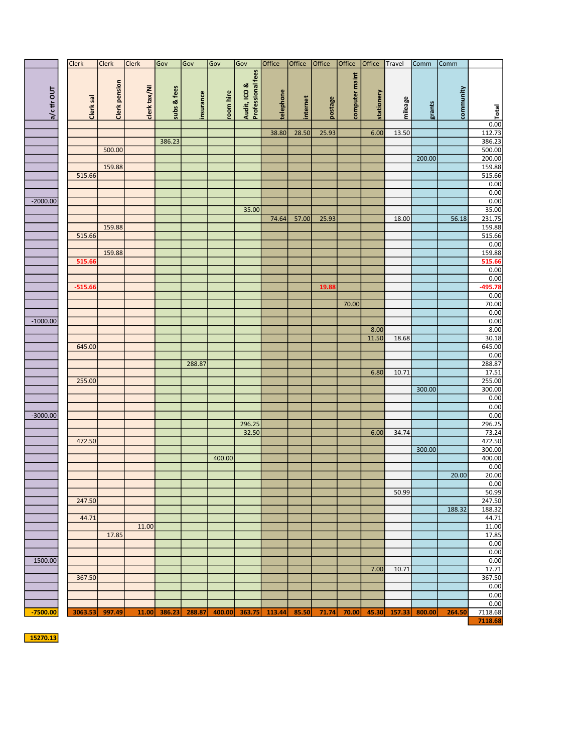| | Clerk | Clerk | Clerk | Gov | Gov | Gov | Gov | Office | Office | Office | Office | Office | Travel | Comm | Comm | |
|---|---|---|---|---|---|---|---|---|---|---|---|---|---|---|---|---|
| a/c tfr OUT | Clerk sal | Clerk pension | clerk tax/NI | subs & fees | insurance | room hire | Audit, ICO & Professional fees | telephone | internet | postage | computer maint | stationery | mileage | grants | community | Total |
| | | | | | | | | | | | | | | | | 0.00 |
| | | | | | | | | 38.80 | 28.50 | 25.93 | | 6.00 | 13.50 | | | 112.73 |
| | | | | 386.23 | | | | | | | | | | | | 386.23 |
| | | 500.00 | | | | | | | | | | | | | | 500.00 |
| | | | | | | | | | | | | | | 200.00 | | 200.00 |
| | | 159.88 | | | | | | | | | | | | | | 159.88 |
| | 515.66 | | | | | | | | | | | | | | | 515.66 |
| | | | | | | | | | | | | | | | | 0.00 |
| | | | | | | | | | | | | | | | | 0.00 |
| -2000.00 | | | | | | | | | | | | | | | | 0.00 |
| | | | | | | | 35.00 | | | | | | | | | 35.00 |
| | | | | | | | | 74.64 | 57.00 | 25.93 | | | 18.00 | | 56.18 | 231.75 |
| | | 159.88 | | | | | | | | | | | | | | 159.88 |
| | 515.66 | | | | | | | | | | | | | | | 515.66 |
| | | | | | | | | | | | | | | | | 0.00 |
| | | 159.88 | | | | | | | | | | | | | | 159.88 |
| | 515.66 | | | | | | | | | | | | | | | 515.66 |
| | | | | | | | | | | | | | | | | 0.00 |
| | | | | | | | | | | | | | | | | 0.00 |
| | -515.66 | | | | | | | | | 19.88 | | | | | | -495.78 |
| | | | | | | | | | | | | | | | | 0.00 |
| | | | | | | | | | | | 70.00 | | | | | 70.00 |
| | | | | | | | | | | | | | | | | 0.00 |
| -1000.00 | | | | | | | | | | | | | | | | 0.00 |
| | | | | | | | | | | | | 8.00 | | | | 8.00 |
| | | | | | | | | | | | | 11.50 | 18.68 | | | 30.18 |
| | 645.00 | | | | | | | | | | | | | | | 645.00 |
| | | | | | | | | | | | | | | | | 0.00 |
| | | | | | 288.87 | | | | | | | | | | | 288.87 |
| | | | | | | | | | | | | 6.80 | 10.71 | | | 17.51 |
| | 255.00 | | | | | | | | | | | | | | | 255.00 |
| | | | | | | | | | | | | | | 300.00 | | 300.00 |
| | | | | | | | | | | | | | | | | 0.00 |
| | | | | | | | | | | | | | | | | 0.00 |
| -3000.00 | | | | | | | | | | | | | | | | 0.00 |
| | | | | | | | 296.25 | | | | | | | | | 296.25 |
| | | | | | | | 32.50 | | | | | 6.00 | 34.74 | | | 73.24 |
| | 472.50 | | | | | | | | | | | | | | | 472.50 |
| | | | | | | | | | | | | | | 300.00 | | 300.00 |
| | | | | | | 400.00 | | | | | | | | | | 400.00 |
| | | | | | | | | | | | | | | | | 0.00 |
| | | | | | | | | | | | | | | | 20.00 | 20.00 |
| | | | | | | | | | | | | | | | | 0.00 |
| | | | | | | | | | | | | | 50.99 | | | 50.99 |
| | 247.50 | | | | | | | | | | | | | | | 247.50 |
| | | | | | | | | | | | | | | | 188.32 | 188.32 |
| | 44.71 | | | | | | | | | | | | | | | 44.71 |
| | | | 11.00 | | | | | | | | | | | | | 11.00 |
| | | 17.85 | | | | | | | | | | | | | | 17.85 |
| | | | | | | | | | | | | | | | | 0.00 |
| | | | | | | | | | | | | | | | | 0.00 |
| -1500.00 | | | | | | | | | | | | | | | | 0.00 |
| | | | | | | | | | | | | 7.00 | 10.71 | | | 17.71 |
| | 367.50 | | | | | | | | | | | | | | | 367.50 |
| | | | | | | | | | | | | | | | | 0.00 |
| | | | | | | | | | | | | | | | | 0.00 |
| | | | | | | | | | | | | | | | | 0.00 |
| **-7500.00** | **3063.53** | **997.49** | **11.00** | **386.23** | **288.87** | **400.00** | **363.75** | **113.44** | **85.50** | **71.74** | **70.00** | **45.30** | **157.33** | **800.00** | **264.50** | 7118.68 |
| | | | | | | | | | | | | | | | | **7118.68** |
| **15270.13** | | | | | | | | | | | | | | | | |